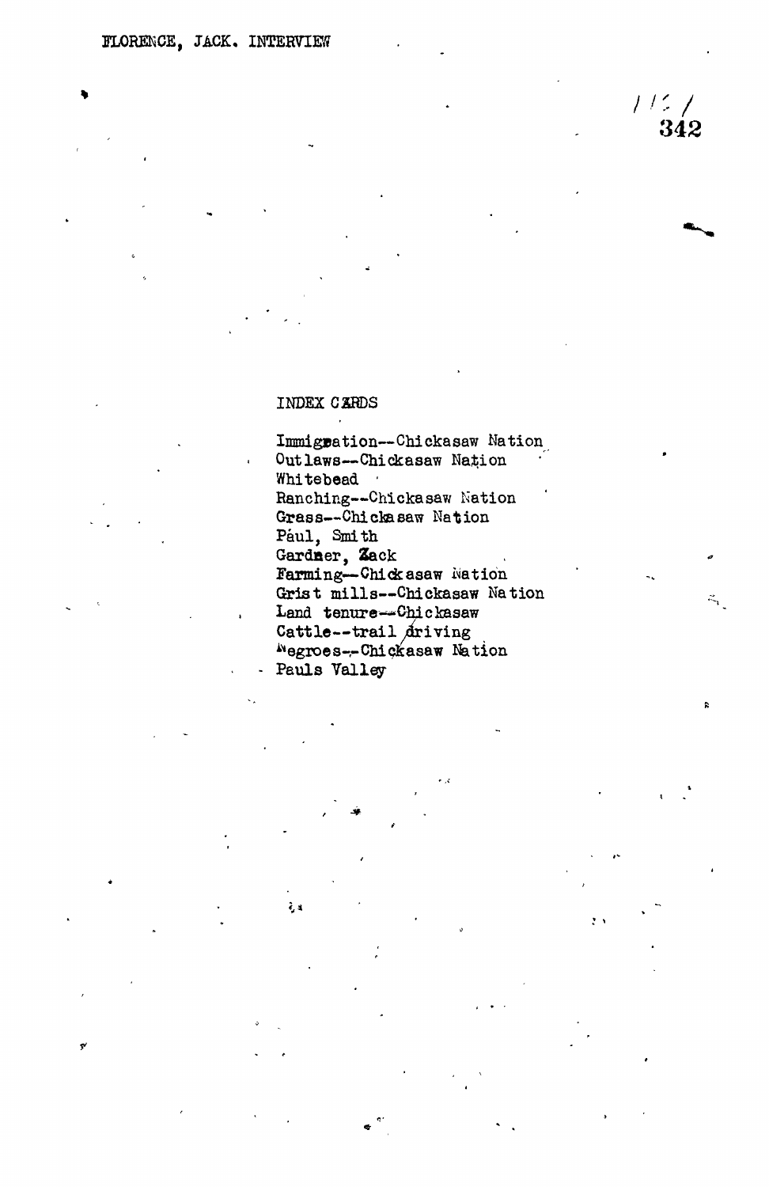FLORENCE, JACK. INTERVIEW

INDEX CARDS

Immigration--Chickasaw Nation
Outlaws--Chickasaw Nation
Whitebead
Ranching--Chickasaw Nation
Grass--Chickasaw Nation
Paul, Smith
Gardner, Zack
Farming--Chickasaw Nation
Grist mills--Chickasaw Nation
Land tenure--Chickasaw
Cattle--trail driving
Negroes--Chickasaw Nation
Pauls Valley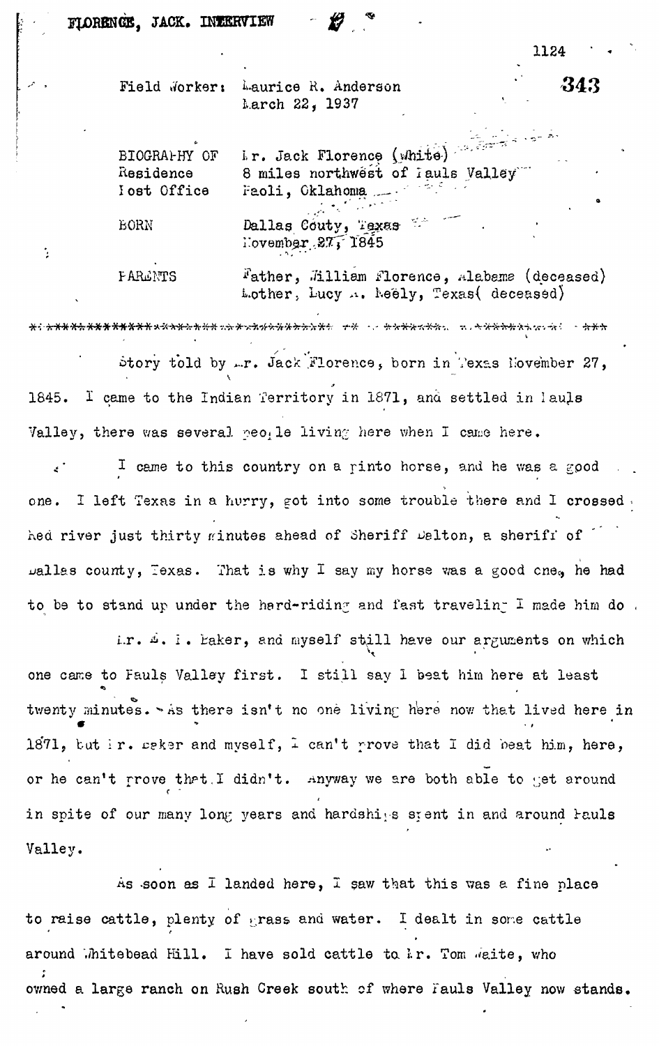FLORENCE, JACK. INTERVIEW

Field Worker: Laurice R. Anderson
March 22, 1937

| | |
|---|---|
| BIOGRAPHY OF | Mr. Jack Florence (White) |
| Residence | 8 miles northwest of Pauls Valley |
| Post Office | Paoli, Oklahoma |
| BORN | Dallas Coúty, Texas November 27, 1845 |
| PARENTS | Father, William Florence, Alabama (deceased) Mother, Lucy A. Neely, Texas( deceased) |

Story told by Mr. Jack Florence, born in Texas November 27, 1845. I came to the Indian Territory in 1871, and settled in Pauls Valley, there was several people living here when I came here.

I came to this country on a pinto horse, and he was a good one. I left Texas in a hurry, got into some trouble there and I crossed Red river just thirty minutes ahead of Sheriff Dalton, a sheriff of Dallas county, Texas. That is why I say my horse was a good one, he had to be to stand up under the hard-riding and fast traveling I made him do.

Mr. E. T. Baker, and myself still have our arguments on which one came to Pauls Valley first. I still say I beat him here at least twenty minutes. As there isn't no one living here now that lived here in 1871, but Mr. Baker and myself, I can't prove that I did beat him, here, or he can't prove that I didn't. Anyway we are both able to get around in spite of our many long years and hardships spent in and around Pauls Valley.

As soon as I landed here, I saw that this was a fine place to raise cattle, plenty of grass and water. I dealt in some cattle around Whitebead Hill. I have sold cattle to Mr. Tom Waite, who owned a large ranch on Rush Creek south of where Pauls Valley now stands.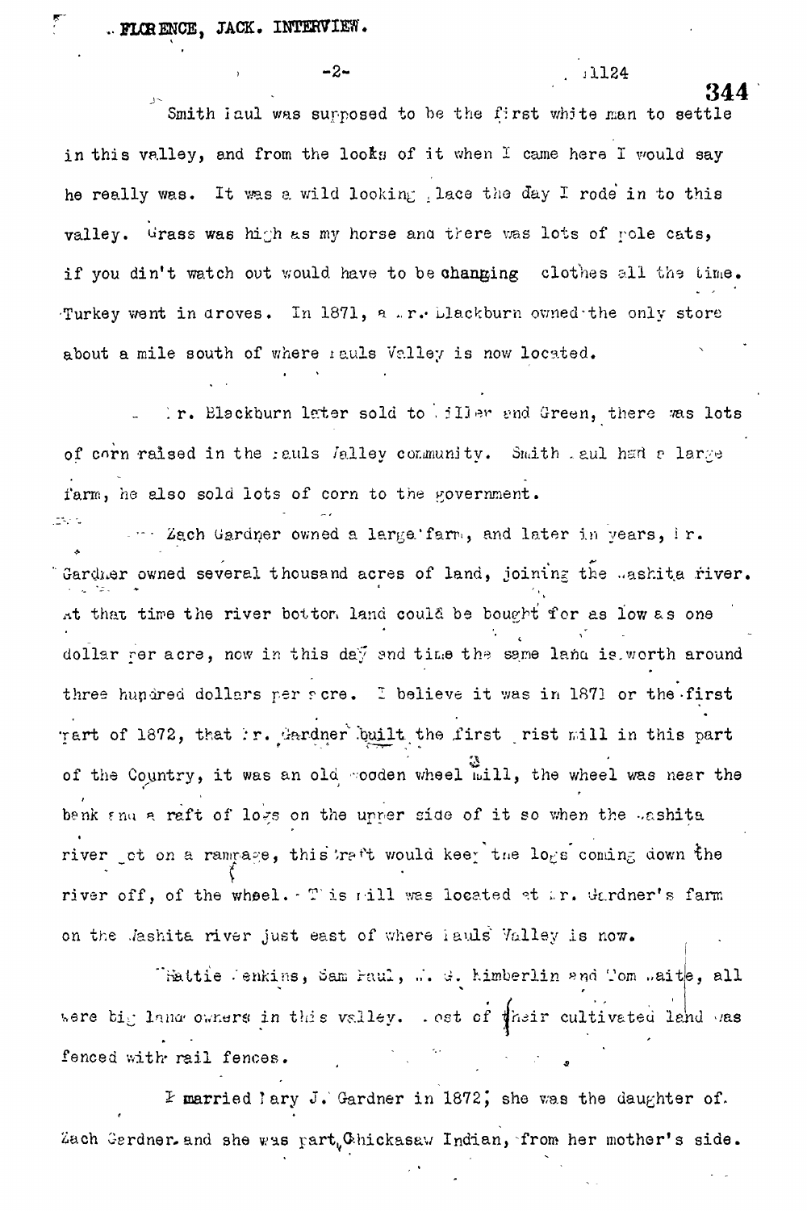Smith Paul was supposed to be the first white man to settle in this valley, and from the looks of it when I came here I would say he really was. It was a wild looking place the day I rode in to this valley. Grass was high as my horse and there was lots of pole cats, if you din't watch out would have to be changing clothes all the time. Turkey went in droves. In 1871, a Mr. Blackburn owned the only store about a mile south of where Pauls Valley is now located.

Mr. Blackburn later sold to Miller and Green, there was lots of corn raised in the Pauls Valley community. Smith Paul had a large farm, he also sold lots of corn to the government.

Zach Gardner owned a large farm, and later in years, Mr. Gardner owned several thousand acres of land, joining the Washita River. At that time the river bottom land could be bought for as low as one dollar per acre, now in this day and time the same land is worth around three hundred dollars per acre. I believe it was in 1871 or the first part of 1872, that Mr. Gardner built the first grist mill in this part of the Country, it was an old wooden wheel mill, the wheel was near the bank and a raft of logs on the upper side of it so when the Washita river got on a rampage, this raft would keep the logs coming down the river off, of the wheel. This mill was located at Mr. Gardner's farm on the Washita river just east of where Pauls Valley is now.

Hattie Jenkins, Sam Paul, J. G. Kimberlin and Tom Waite, all were big land owners in this valley. Most of their cultivated land was fenced with rail fences.

I married Mary J. Gardner in 1872; she was the daughter of Zach Gardner and she was part Chickasaw Indian, from her mother's side.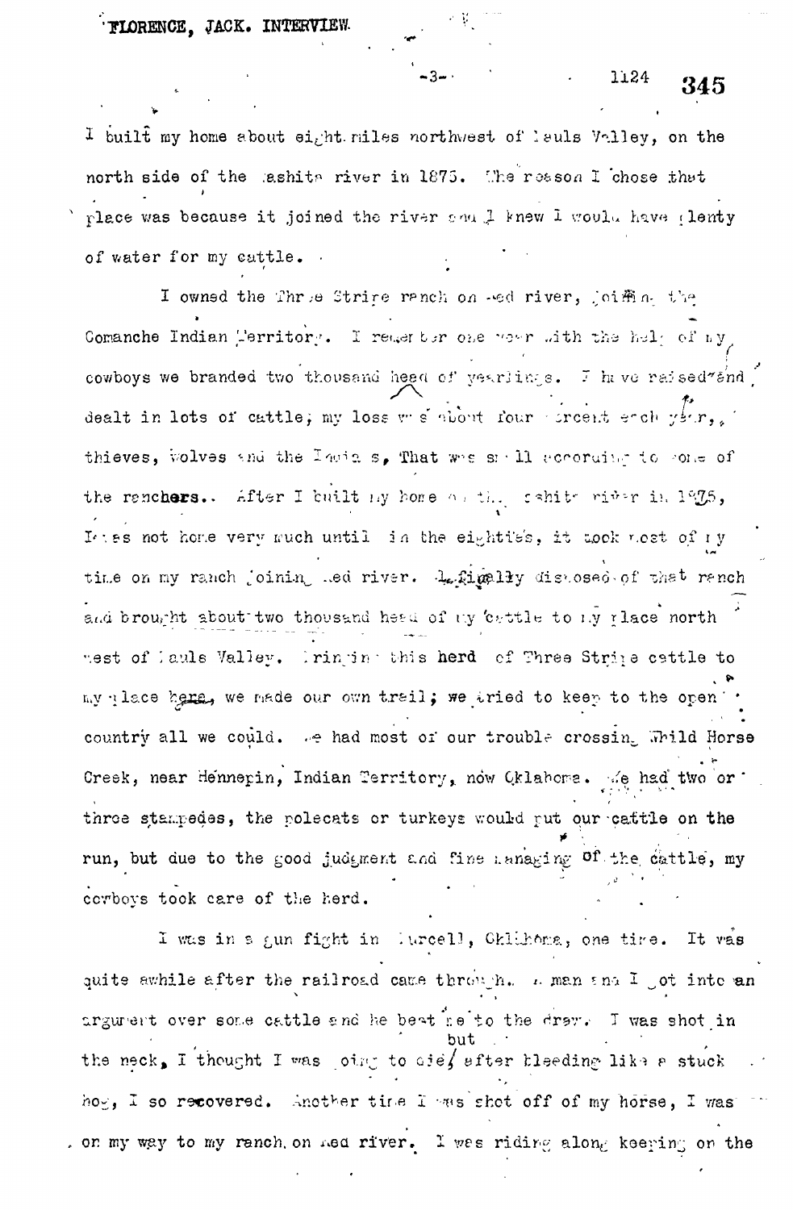I built my home about eight miles northwest of Pauls Valley, on the north side of the Washita river in 1875. The reason I chose that place was because it joined the river and I knew I would have plenty of water for my cattle.

I owned the Three Stripe ranch on Red river, joining the Comanche Indian Territory. I remember one year with the help of my cowboys we branded two thousand head of yearlings. I have raised and dealt in lots of cattle, my loss was about four percent each year, thieves, wolves and the Indians, That was small according to some of the ranchers.. After I built my home on the Washita river in 1875, I was not home very much until in the eighties, it took most of my time on my ranch joining Red river. I finally disposed of that ranch and brought about two thousand head of my cattle to my place north west of Pauls Valley. Bringing this herd of Three Stripe cattle to my place here, we made our own trail; we tried to keep to the open country all we could. We had most of our trouble crossing Whild Horse Creek, near Hennepin, Indian Territory, now Oklahoma. We had two or three stampedes, the polecats or turkeys would put our cattle on the run, but due to the good judgment and fine managing of the cattle, my cowboys took care of the herd.

I was in a gun fight in Purcell, Oklahoma, one time. It was quite awhile after the railroad came through. A man and I got into an argument over some cattle and he beat me to the draw. I was shot in the neck, I thought I was going to die, but after bleeding like a stuck hog, I so recovered. Another time I was shot off of my horse, I was on my way to my ranch on Red river. I was riding along keeping on the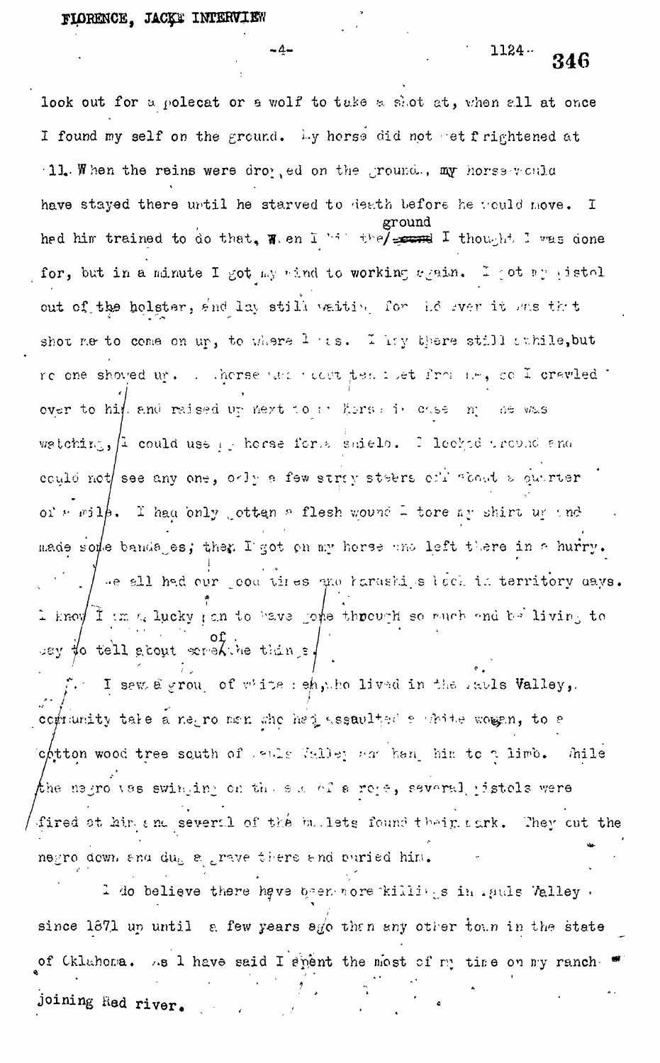look out for a polecat or a wolf to take a shot at, when all at once I found my self on the ground. My horse did not get frightened at all. When the reins were dropped on the ground, my horse would have stayed there until he starved to death before he would move. I had him trained to do that. When I hit the ground I thought I was done for, but in a minute I got my mind to working again. I got my pistol out of the holster, and lay still waiting for whoever it was that shot me to come on up, to where I was. I lay there still awhile, but no one showed up. My horse was about ten feet from me, so I crawled over to him and raised up next to my horse in case anyone was watching, I could use my horse for a shield. I looked around and could not see any one, only a few stray steers off about a quarter of a mile. I had only gotten a flesh wound I tore my shirt up and made some bandages; then I got on my horse and left there in a hurry.

We all had our good times and hardships back in territory days. I know I am a lucky man to have gone through so much and be living to say to tell about some of the things.

I saw a group of white men, who lived in the Pauls Valley, community take a negro man who had assaulted a white woman, to a cotton wood tree south of Pauls Valley and hang him to a limb. While the negro was swinging on the end of a rope, several pistols were fired at him and several of the bullets found their mark. They cut the negro down and dug a grave there and buried him.

I do believe there have been more killings in Pauls Valley since 1871 up until a few years ago than any other town in the state of Oklahoma. As I have said I spent the most of my time on my ranch joining Red river.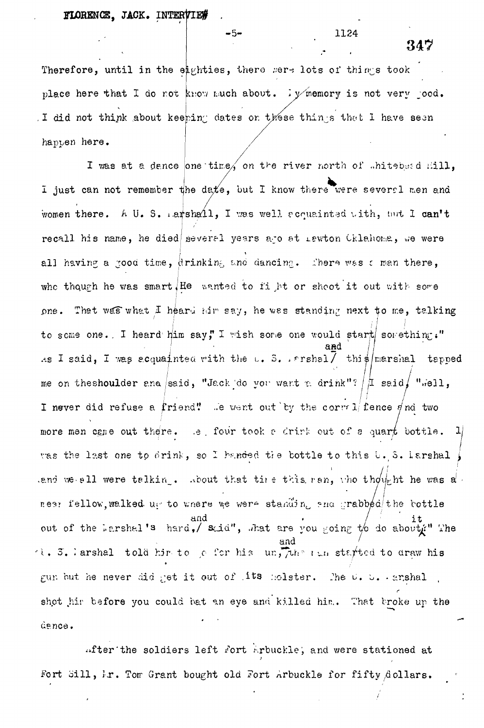Therefore, until in the eighties, there were lots of things took place here that I do not know much about. My memory is not very good. I did not think about keeping dates on these things that I have seen happen here.

I was at a dance one time, on the river north of Whitebead Hill, I just can not remember the date, but I know there were several men and women there. A U. S. Marshall, I was well acquainted with, but I can't recall his name, he died several years ago at Lawton Oklahoma, we were all having a good time, drinking and dancing. There was a man there, who though he was smart. He wanted to fight or shoot it out with some one. That was what I heard him say, he was standing next to me, talking to some one. I heard him say," I wish some one would start something." As I said, I was acquainted with the U. S. Marshal and this marshal tapped me on theshoulder and said, "Jack do you want a drink"? I said, "Well, I never did refuse a friend." We went out by the corral fence and two more men came out there. We four took a drink out of a quart bottle. I was the last one to drink, so I handed the bottle to this U. S. Marshal, and we all were talking. About that time this man, who thought he was a mean fellow, walked up to where we were standing and grabbed the bottle out of the Marshal's hand, and said", What are you going to do about it" The U. S. Marshal told him to go for his gun, and the man started to draw his gun but he never did get it out of its holster. The U. S. Marshal shot him before you could bat an eye and killed him. That broke up the dance.

After the soldiers left Fort Arbuckle, and were stationed at Fort Sill, Mr. Tom Grant bought old Fort Arbuckle for fifty dollars.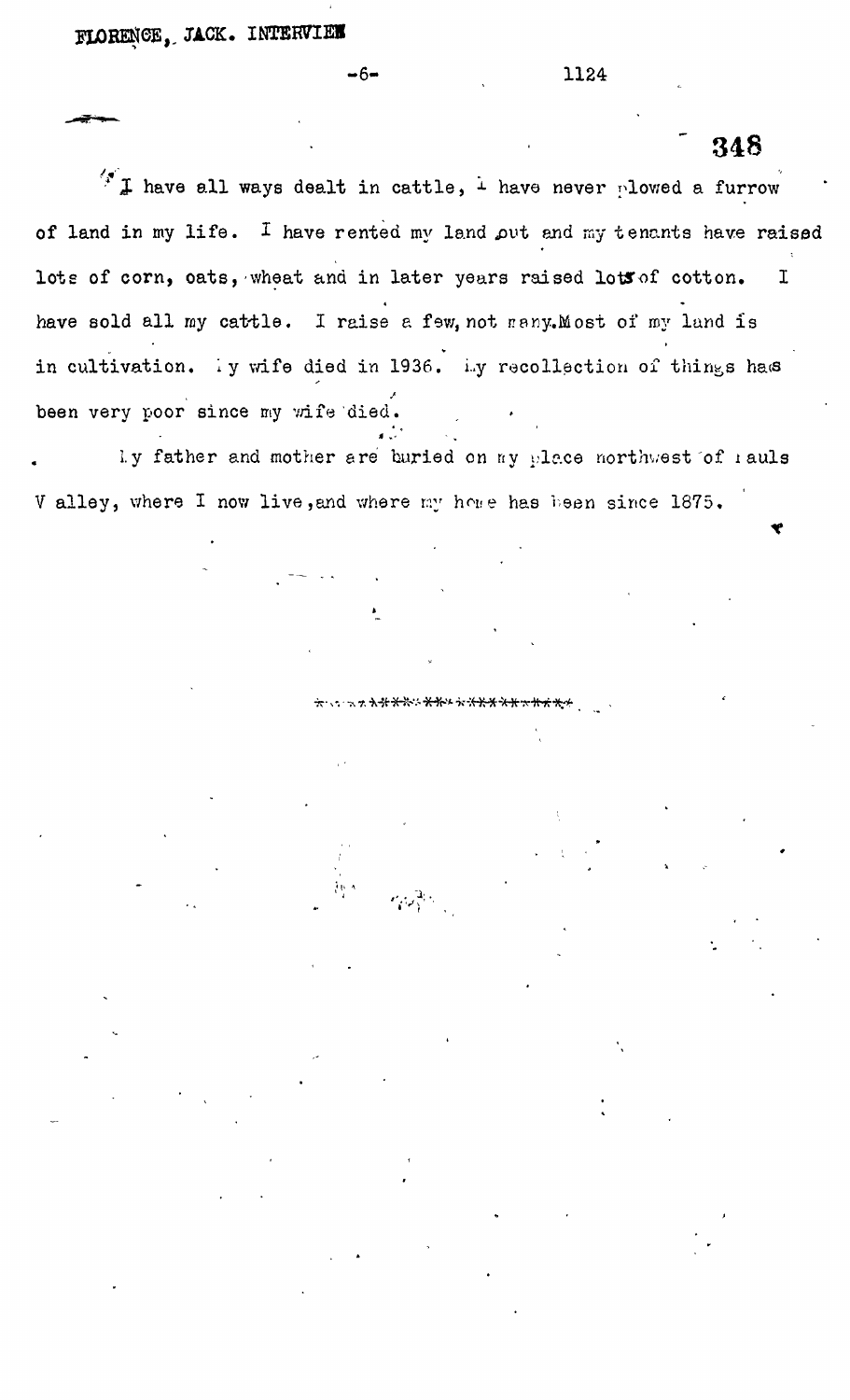I have all ways dealt in cattle, I have never plowed a furrow of land in my life. I have rented my land out and my tenants have raised lots of corn, oats, wheat and in later years raised lots of cotton. I have sold all my cattle. I raise a few, not many. Most of my land is in cultivation. My wife died in 1936. My recollection of things has been very poor since my wife died.

My father and mother are buried on my place northwest of Pauls Valley, where I now live, and where my home has been since 1875.

***********************